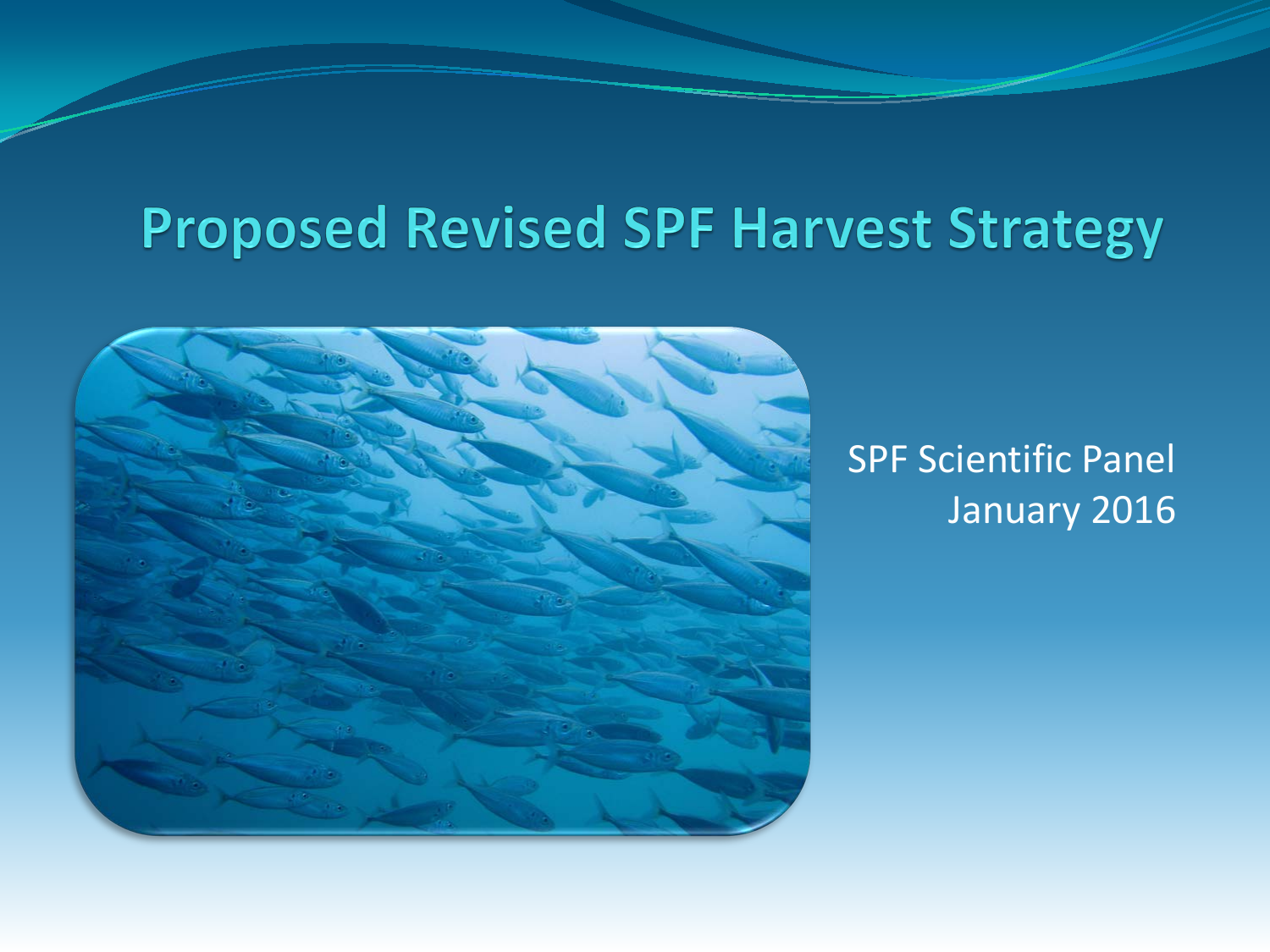# Proposed Revised SPF Harvest Strategy

SPF Scientific Panel
January 2016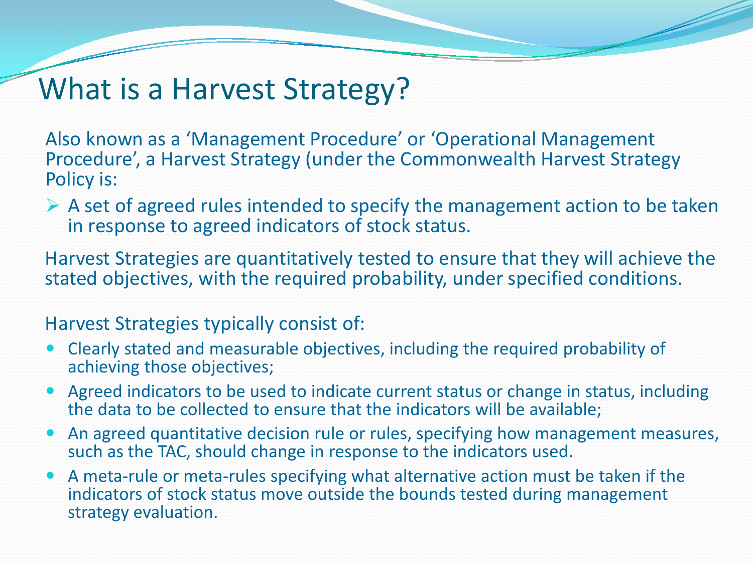# What is a Harvest Strategy?

Also known as a 'Management Procedure' or 'Operational Management Procedure', a Harvest Strategy (under the Commonwealth Harvest Strategy Policy is:

- A set of agreed rules intended to specify the management action to be taken in response to agreed indicators of stock status.

Harvest Strategies are quantitatively tested to ensure that they will achieve the stated objectives, with the required probability, under specified conditions.

Harvest Strategies typically consist of:

- Clearly stated and measurable objectives, including the required probability of achieving those objectives;
- Agreed indicators to be used to indicate current status or change in status, including the data to be collected to ensure that the indicators will be available;
- An agreed quantitative decision rule or rules, specifying how management measures, such as the TAC, should change in response to the indicators used.
- A meta-rule or meta-rules specifying what alternative action must be taken if the indicators of stock status move outside the bounds tested during management strategy evaluation.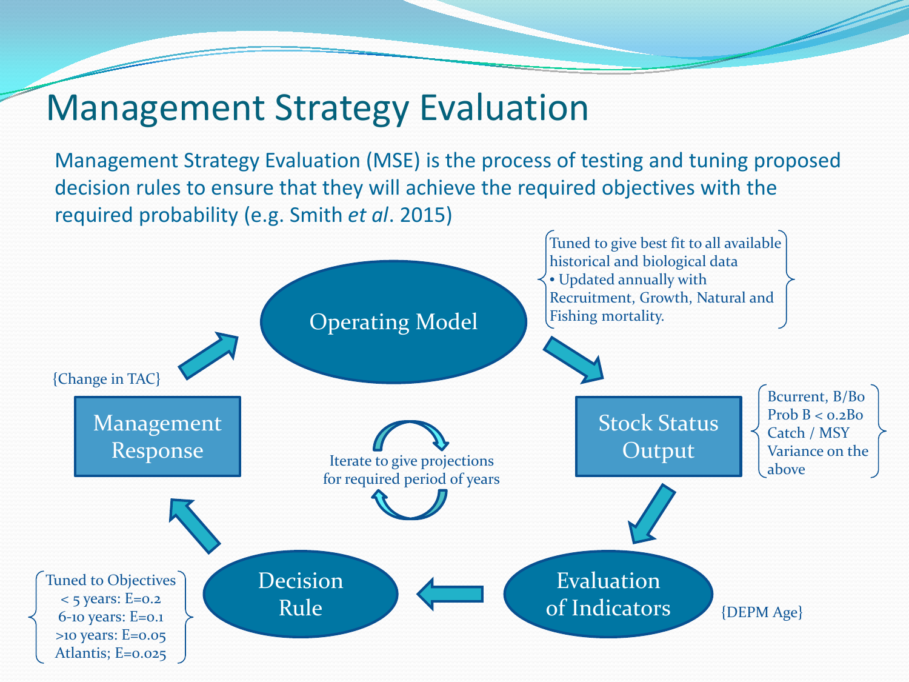# Management Strategy Evaluation

Management Strategy Evaluation (MSE) is the process of testing and tuning proposed decision rules to ensure that they will achieve the required objectives with the required probability (e.g. Smith *et al*. 2015)

**Operating Model**

{Tuned to give best fit to all available historical and biological data
• Updated annually with Recruitment, Growth, Natural and Fishing mortality.}

**Stock Status Output**

{Bcurrent, B/Bo
Prob B < 0.2Bo
Catch / MSY
Variance on the above}

**Evaluation of Indicators**

{DEPM Age}

**Decision Rule**

{Tuned to Objectives
< 5 years: E=0.2
6-10 years: E=0.1
>10 years: E=0.05
Atlantis; E=0.025}

**Management Response**

{Change in TAC}

Iterate to give projections for required period of years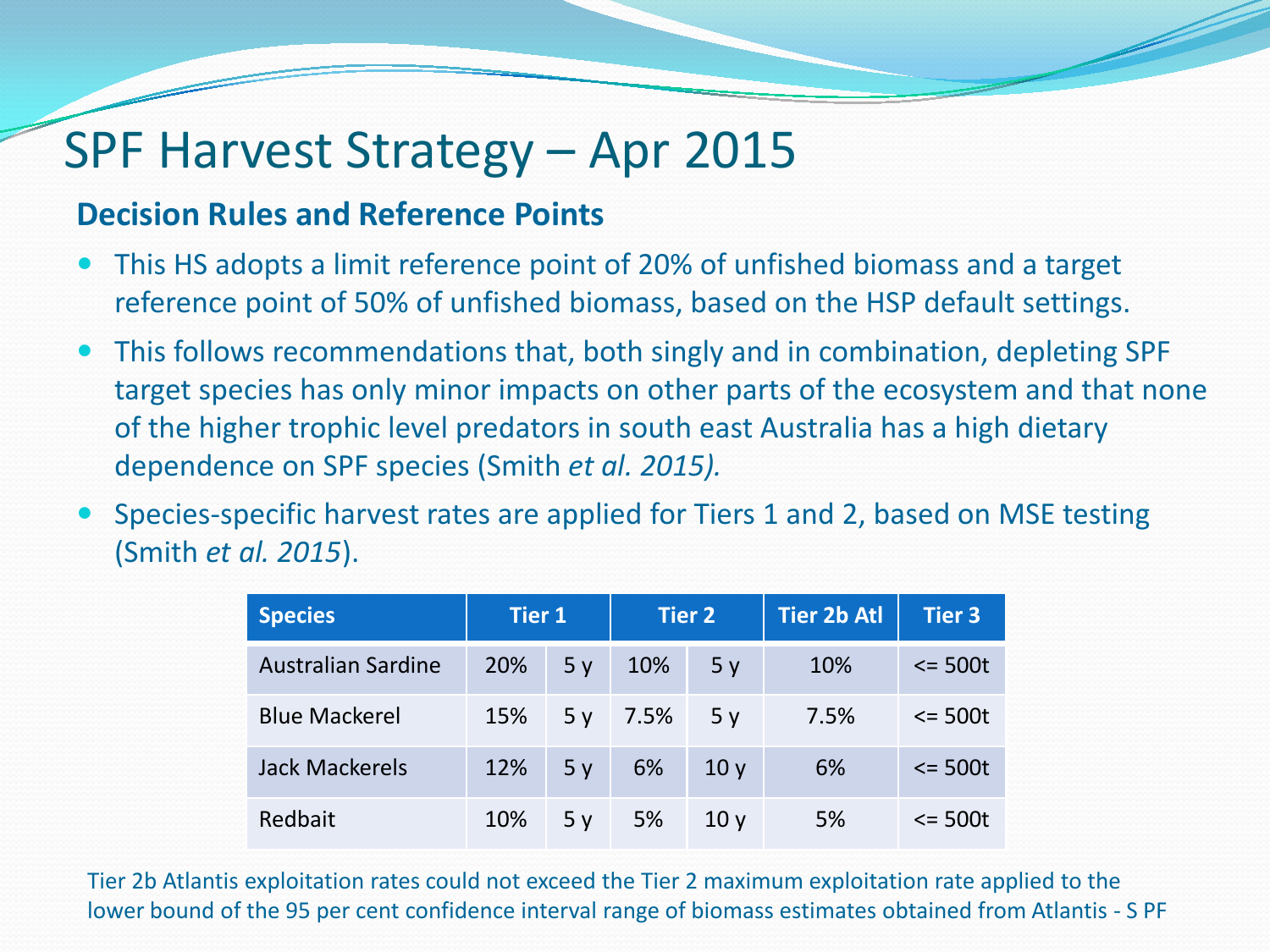# SPF Harvest Strategy – Apr 2015

## Decision Rules and Reference Points

- This HS adopts a limit reference point of 20% of unfished biomass and a target reference point of 50% of unfished biomass, based on the HSP default settings.
- This follows recommendations that, both singly and in combination, depleting SPF target species has only minor impacts on other parts of the ecosystem and that none of the higher trophic level predators in south east Australia has a high dietary dependence on SPF species (Smith *et al. 2015).*
- Species-specific harvest rates are applied for Tiers 1 and 2, based on MSE testing (Smith *et al. 2015*).

| Species | Tier 1 | | Tier 2 | | Tier 2b Atl | Tier 3 |
|---|---|---|---|---|---|---|
| Australian Sardine | 20% | 5 y | 10% | 5 y | 10% | <= 500t |
| Blue Mackerel | 15% | 5 y | 7.5% | 5 y | 7.5% | <= 500t |
| Jack Mackerels | 12% | 5 y | 6% | 10 y | 6% | <= 500t |
| Redbait | 10% | 5 y | 5% | 10 y | 5% | <= 500t |

Tier 2b Atlantis exploitation rates could not exceed the Tier 2 maximum exploitation rate applied to the lower bound of the 95 per cent confidence interval range of biomass estimates obtained from Atlantis - S PF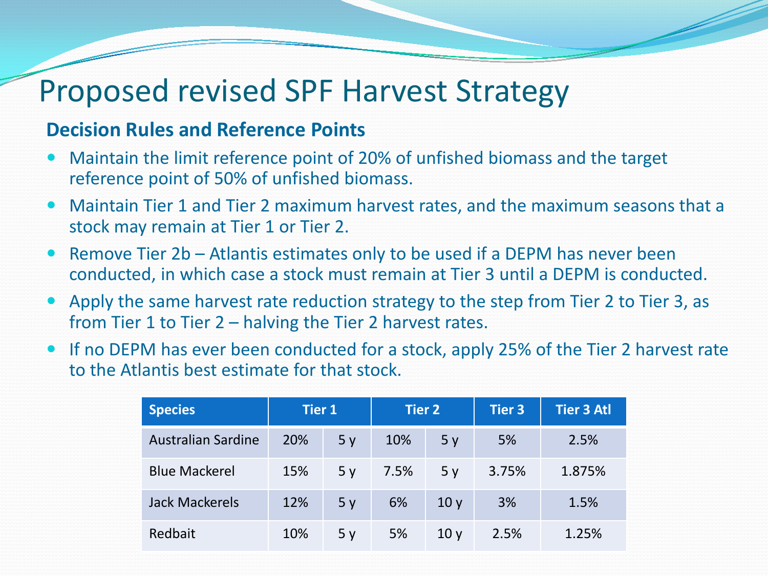# Proposed revised SPF Harvest Strategy

**Decision Rules and Reference Points**

- Maintain the limit reference point of 20% of unfished biomass and the target reference point of 50% of unfished biomass.
- Maintain Tier 1 and Tier 2 maximum harvest rates, and the maximum seasons that a stock may remain at Tier 1 or Tier 2.
- Remove Tier 2b – Atlantis estimates only to be used if a DEPM has never been conducted, in which case a stock must remain at Tier 3 until a DEPM is conducted.
- Apply the same harvest rate reduction strategy to the step from Tier 2 to Tier 3, as from Tier 1 to Tier 2 – halving the Tier 2 harvest rates.
- If no DEPM has ever been conducted for a stock, apply 25% of the Tier 2 harvest rate to the Atlantis best estimate for that stock.

| Species | Tier 1 | | Tier 2 | | Tier 3 | Tier 3 Atl |
|---|---|---|---|---|---|---|
| Australian Sardine | 20% | 5 y | 10% | 5 y | 5% | 2.5% |
| Blue Mackerel | 15% | 5 y | 7.5% | 5 y | 3.75% | 1.875% |
| Jack Mackerels | 12% | 5 y | 6% | 10 y | 3% | 1.5% |
| Redbait | 10% | 5 y | 5% | 10 y | 2.5% | 1.25% |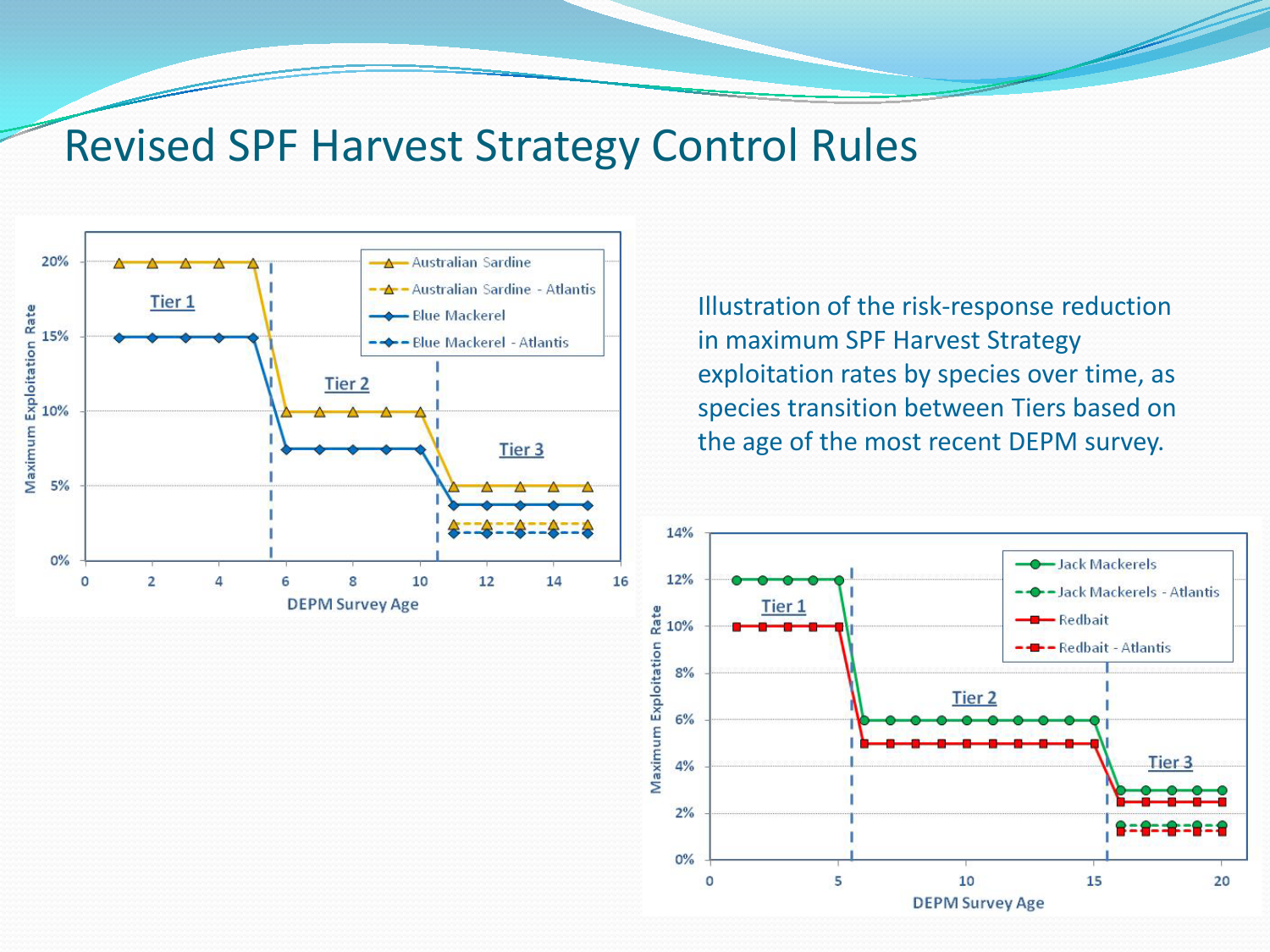# Revised SPF Harvest Strategy Control Rules

Illustration of the risk-response reduction in maximum SPF Harvest Strategy exploitation rates by species over time, as species transition between Tiers based on the age of the most recent DEPM survey.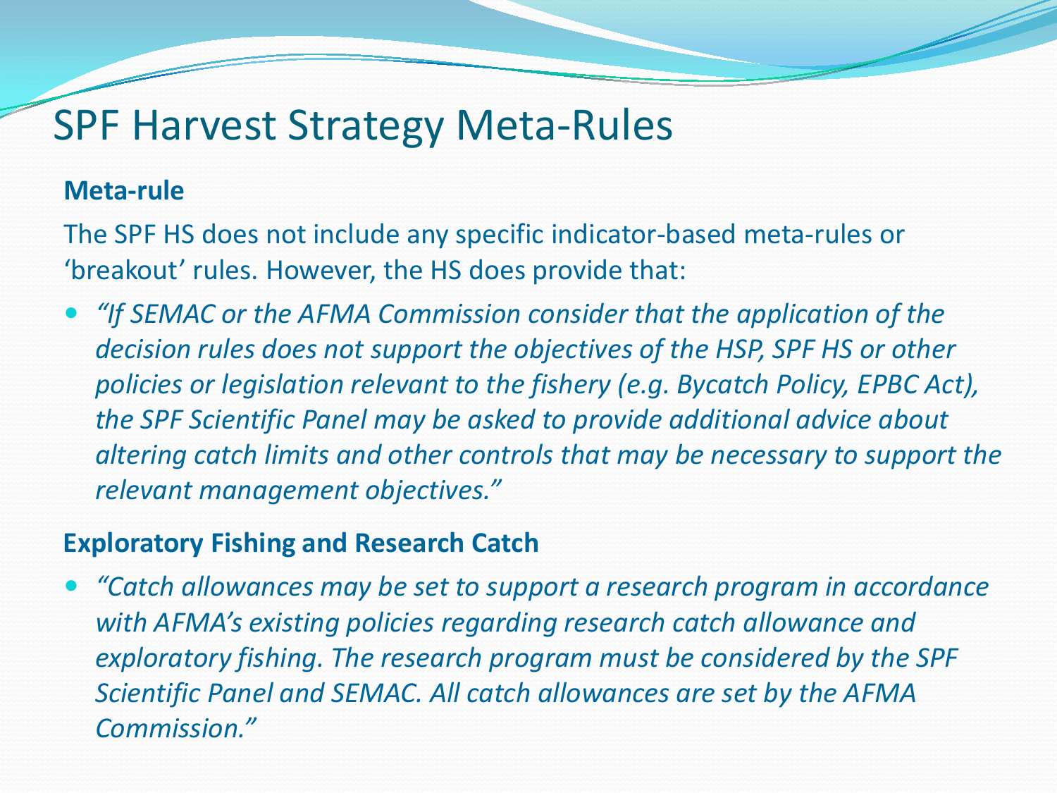# SPF Harvest Strategy Meta-Rules

**Meta-rule**

The SPF HS does not include any specific indicator-based meta-rules or ‘breakout’ rules. However, the HS does provide that:

- *“If SEMAC or the AFMA Commission consider that the application of the decision rules does not support the objectives of the HSP, SPF HS or other policies or legislation relevant to the fishery (e.g. Bycatch Policy, EPBC Act), the SPF Scientific Panel may be asked to provide additional advice about altering catch limits and other controls that may be necessary to support the relevant management objectives.”*

**Exploratory Fishing and Research Catch**

- *“Catch allowances may be set to support a research program in accordance with AFMA’s existing policies regarding research catch allowance and exploratory fishing. The research program must be considered by the SPF Scientific Panel and SEMAC. All catch allowances are set by the AFMA Commission.”*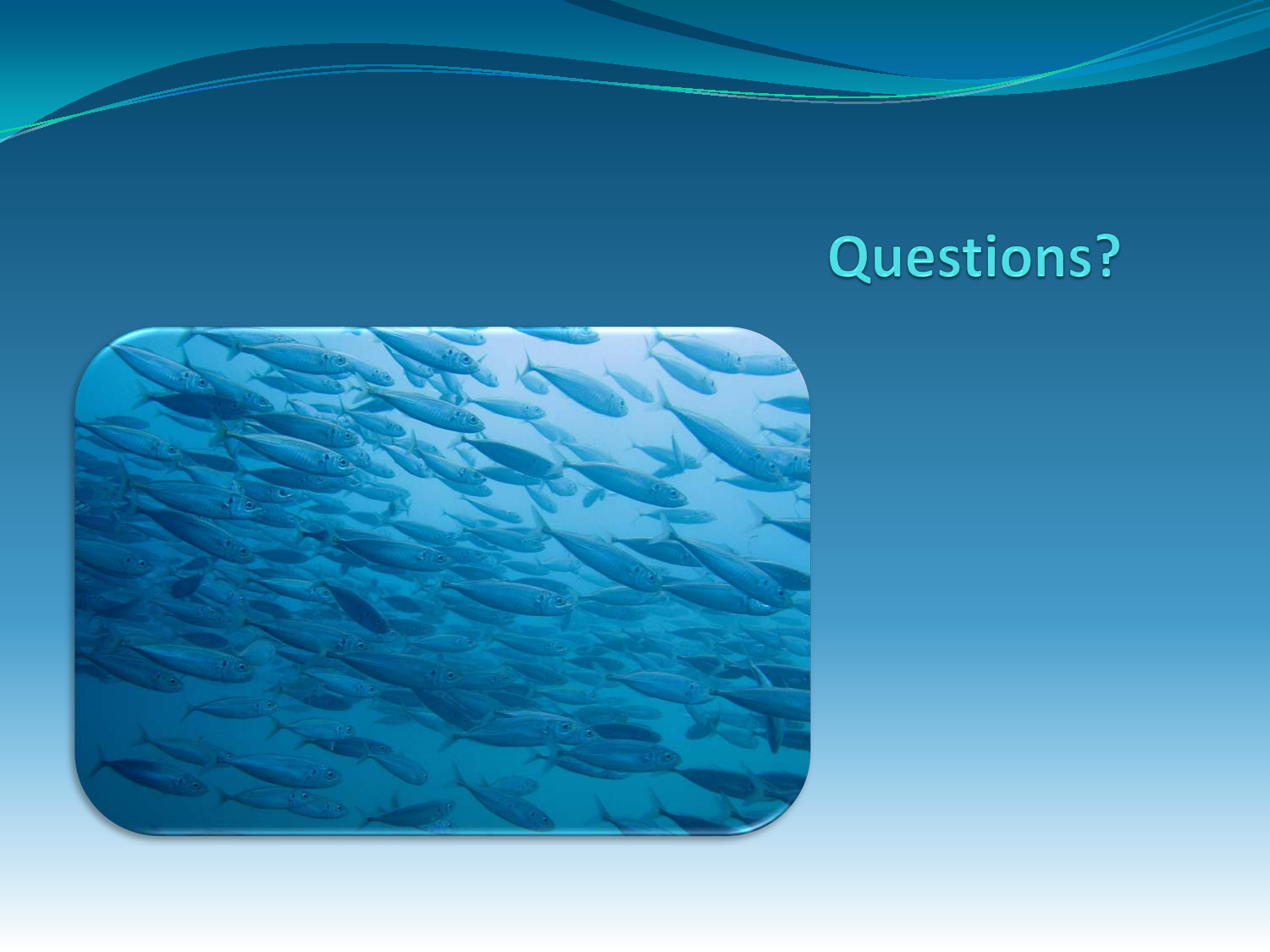# Questions?